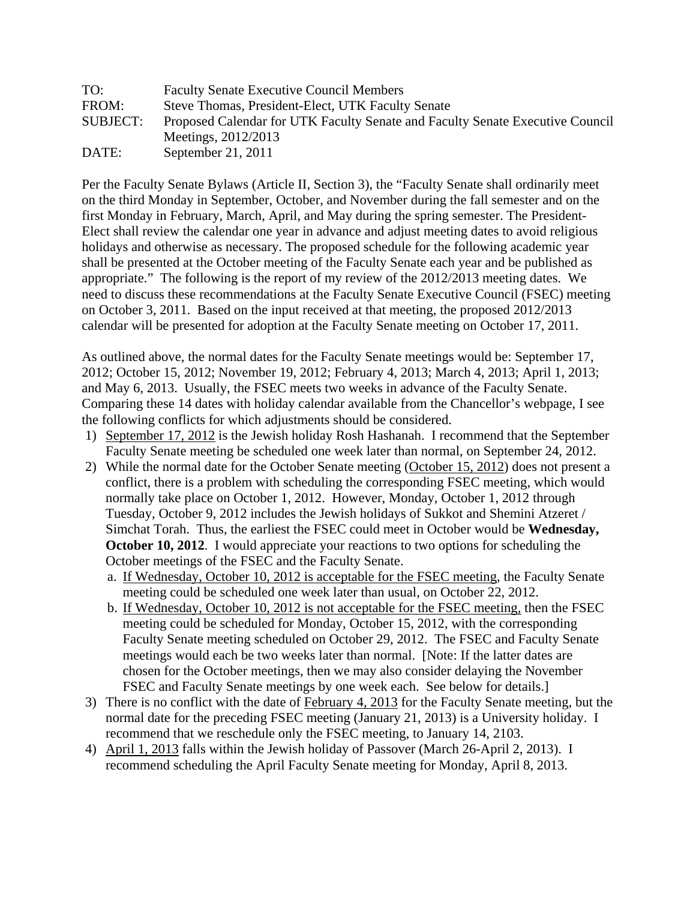| | |
|---|---|
| TO: | Faculty Senate Executive Council Members |
| FROM: | Steve Thomas, President-Elect, UTK Faculty Senate |
| SUBJECT: | Proposed Calendar for UTK Faculty Senate and Faculty Senate Executive Council Meetings, 2012/2013 |
| DATE: | September 21, 2011 |

Per the Faculty Senate Bylaws (Article II, Section 3), the "Faculty Senate shall ordinarily meet on the third Monday in September, October, and November during the fall semester and on the first Monday in February, March, April, and May during the spring semester. The President-Elect shall review the calendar one year in advance and adjust meeting dates to avoid religious holidays and otherwise as necessary. The proposed schedule for the following academic year shall be presented at the October meeting of the Faculty Senate each year and be published as appropriate." The following is the report of my review of the 2012/2013 meeting dates. We need to discuss these recommendations at the Faculty Senate Executive Council (FSEC) meeting on October 3, 2011. Based on the input received at that meeting, the proposed 2012/2013 calendar will be presented for adoption at the Faculty Senate meeting on October 17, 2011.

As outlined above, the normal dates for the Faculty Senate meetings would be: September 17, 2012; October 15, 2012; November 19, 2012; February 4, 2013; March 4, 2013; April 1, 2013; and May 6, 2013. Usually, the FSEC meets two weeks in advance of the Faculty Senate. Comparing these 14 dates with holiday calendar available from the Chancellor's webpage, I see the following conflicts for which adjustments should be considered.

1) <u>September 17, 2012</u> is the Jewish holiday Rosh Hashanah. I recommend that the September Faculty Senate meeting be scheduled one week later than normal, on September 24, 2012.
2) While the normal date for the October Senate meeting (<u>October 15, 2012</u>) does not present a conflict, there is a problem with scheduling the corresponding FSEC meeting, which would normally take place on October 1, 2012. However, Monday, October 1, 2012 through Tuesday, October 9, 2012 includes the Jewish holidays of Sukkot and Shemini Atzeret / Simchat Torah. Thus, the earliest the FSEC could meet in October would be **Wednesday, October 10, 2012**. I would appreciate your reactions to two options for scheduling the October meetings of the FSEC and the Faculty Senate.
   a. <u>If Wednesday, October 10, 2012 is acceptable for the FSEC meeting</u>, the Faculty Senate meeting could be scheduled one week later than usual, on October 22, 2012.
   b. <u>If Wednesday, October 10, 2012 is not acceptable for the FSEC meeting,</u> then the FSEC meeting could be scheduled for Monday, October 15, 2012, with the corresponding Faculty Senate meeting scheduled on October 29, 2012. The FSEC and Faculty Senate meetings would each be two weeks later than normal. [Note: If the latter dates are chosen for the October meetings, then we may also consider delaying the November FSEC and Faculty Senate meetings by one week each. See below for details.]
3) There is no conflict with the date of <u>February 4, 2013</u> for the Faculty Senate meeting, but the normal date for the preceding FSEC meeting (January 21, 2013) is a University holiday. I recommend that we reschedule only the FSEC meeting, to January 14, 2103.
4) <u>April 1, 2013</u> falls within the Jewish holiday of Passover (March 26-April 2, 2013). I recommend scheduling the April Faculty Senate meeting for Monday, April 8, 2013.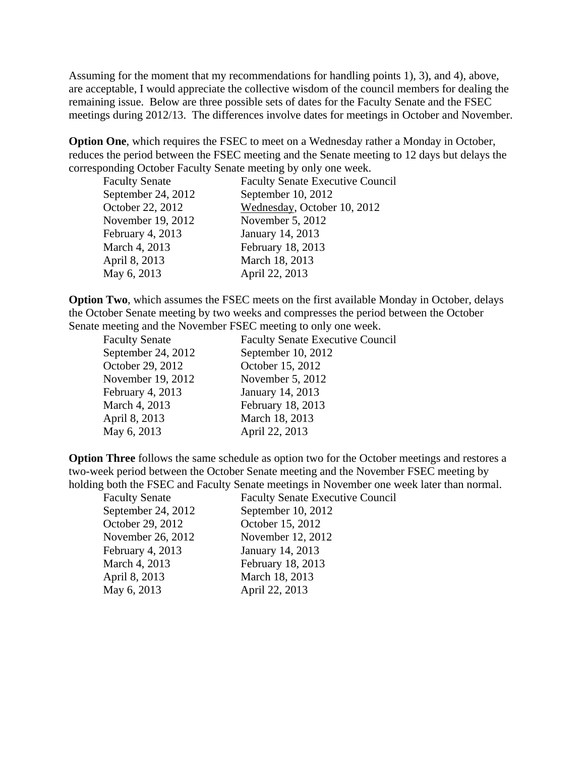Assuming for the moment that my recommendations for handling points 1), 3), and 4), above, are acceptable, I would appreciate the collective wisdom of the council members for dealing the remaining issue. Below are three possible sets of dates for the Faculty Senate and the FSEC meetings during 2012/13. The differences involve dates for meetings in October and November.

**Option One**, which requires the FSEC to meet on a Wednesday rather a Monday in October, reduces the period between the FSEC meeting and the Senate meeting to 12 days but delays the corresponding October Faculty Senate meeting by only one week.

| Faculty Senate | Faculty Senate Executive Council |
|---|---|
| September 24, 2012 | September 10, 2012 |
| October 22, 2012 | <u>Wednesday</u>, October 10, 2012 |
| November 19, 2012 | November 5, 2012 |
| February 4, 2013 | January 14, 2013 |
| March 4, 2013 | February 18, 2013 |
| April 8, 2013 | March 18, 2013 |
| May 6, 2013 | April 22, 2013 |

**Option Two**, which assumes the FSEC meets on the first available Monday in October, delays the October Senate meeting by two weeks and compresses the period between the October Senate meeting and the November FSEC meeting to only one week.

| Faculty Senate | Faculty Senate Executive Council |
|---|---|
| September 24, 2012 | September 10, 2012 |
| October 29, 2012 | October 15, 2012 |
| November 19, 2012 | November 5, 2012 |
| February 4, 2013 | January 14, 2013 |
| March 4, 2013 | February 18, 2013 |
| April 8, 2013 | March 18, 2013 |
| May 6, 2013 | April 22, 2013 |

**Option Three** follows the same schedule as option two for the October meetings and restores a two-week period between the October Senate meeting and the November FSEC meeting by holding both the FSEC and Faculty Senate meetings in November one week later than normal.

| Faculty Senate | Faculty Senate Executive Council |
|---|---|
| September 24, 2012 | September 10, 2012 |
| October 29, 2012 | October 15, 2012 |
| November 26, 2012 | November 12, 2012 |
| February 4, 2013 | January 14, 2013 |
| March 4, 2013 | February 18, 2013 |
| April 8, 2013 | March 18, 2013 |
| May 6, 2013 | April 22, 2013 |